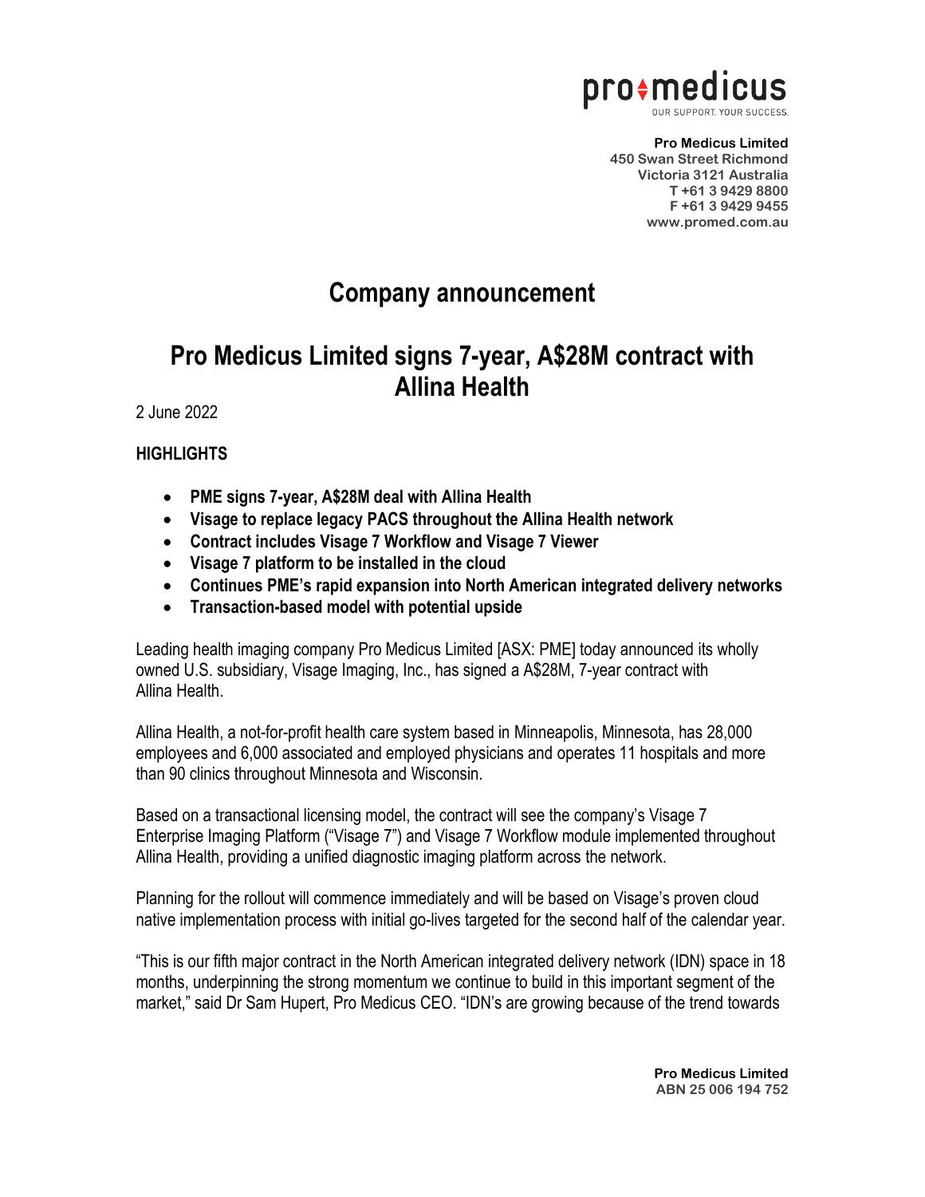**Pro Medicus Limited**
**450 Swan Street Richmond**
**Victoria 3121 Australia**
**T +61 3 9429 8800**
**F +61 3 9429 9455**
**www.promed.com.au**

# Company announcement

## Pro Medicus Limited signs 7-year, A$28M contract with Allina Health

2 June 2022

**HIGHLIGHTS**

- **PME signs 7-year, A$28M deal with Allina Health**
- **Visage to replace legacy PACS throughout the Allina Health network**
- **Contract includes Visage 7 Workflow and Visage 7 Viewer**
- **Visage 7 platform to be installed in the cloud**
- **Continues PME's rapid expansion into North American integrated delivery networks**
- **Transaction-based model with potential upside**

Leading health imaging company Pro Medicus Limited [ASX: PME] today announced its wholly owned U.S. subsidiary, Visage Imaging, Inc., has signed a A$28M, 7-year contract with Allina Health.

Allina Health, a not-for-profit health care system based in Minneapolis, Minnesota, has 28,000 employees and 6,000 associated and employed physicians and operates 11 hospitals and more than 90 clinics throughout Minnesota and Wisconsin.

Based on a transactional licensing model, the contract will see the company's Visage 7 Enterprise Imaging Platform ("Visage 7") and Visage 7 Workflow module implemented throughout Allina Health, providing a unified diagnostic imaging platform across the network.

Planning for the rollout will commence immediately and will be based on Visage's proven cloud native implementation process with initial go-lives targeted for the second half of the calendar year.

"This is our fifth major contract in the North American integrated delivery network (IDN) space in 18 months, underpinning the strong momentum we continue to build in this important segment of the market," said Dr Sam Hupert, Pro Medicus CEO. "IDN's are growing because of the trend towards

**Pro Medicus Limited**
**ABN 25 006 194 752**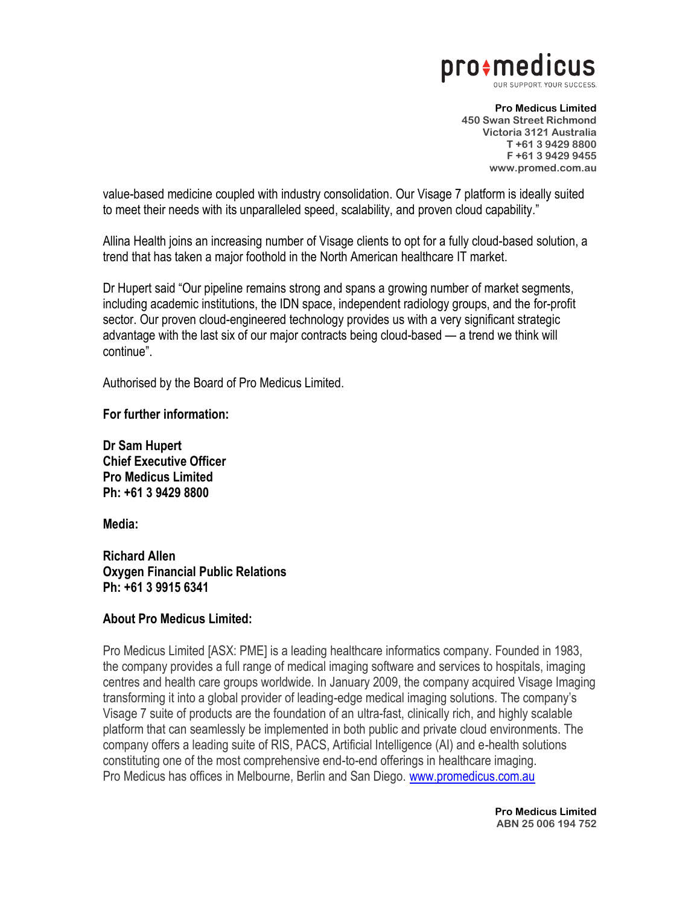value-based medicine coupled with industry consolidation. Our Visage 7 platform is ideally suited to meet their needs with its unparalleled speed, scalability, and proven cloud capability."

Allina Health joins an increasing number of Visage clients to opt for a fully cloud-based solution, a trend that has taken a major foothold in the North American healthcare IT market.

Dr Hupert said "Our pipeline remains strong and spans a growing number of market segments, including academic institutions, the IDN space, independent radiology groups, and the for-profit sector. Our proven cloud-engineered technology provides us with a very significant strategic advantage with the last six of our major contracts being cloud-based — a trend we think will continue".

Authorised by the Board of Pro Medicus Limited.

**For further information:**

**Dr Sam Hupert**
**Chief Executive Officer**
**Pro Medicus Limited**
**Ph: +61 3 9429 8800**

**Media:**

**Richard Allen**
**Oxygen Financial Public Relations**
**Ph: +61 3 9915 6341**

**About Pro Medicus Limited:**

Pro Medicus Limited [ASX: PME] is a leading healthcare informatics company. Founded in 1983, the company provides a full range of medical imaging software and services to hospitals, imaging centres and health care groups worldwide. In January 2009, the company acquired Visage Imaging transforming it into a global provider of leading-edge medical imaging solutions. The company's Visage 7 suite of products are the foundation of an ultra-fast, clinically rich, and highly scalable platform that can seamlessly be implemented in both public and private cloud environments. The company offers a leading suite of RIS, PACS, Artificial Intelligence (AI) and e-health solutions constituting one of the most comprehensive end-to-end offerings in healthcare imaging. Pro Medicus has offices in Melbourne, Berlin and San Diego. www.promedicus.com.au